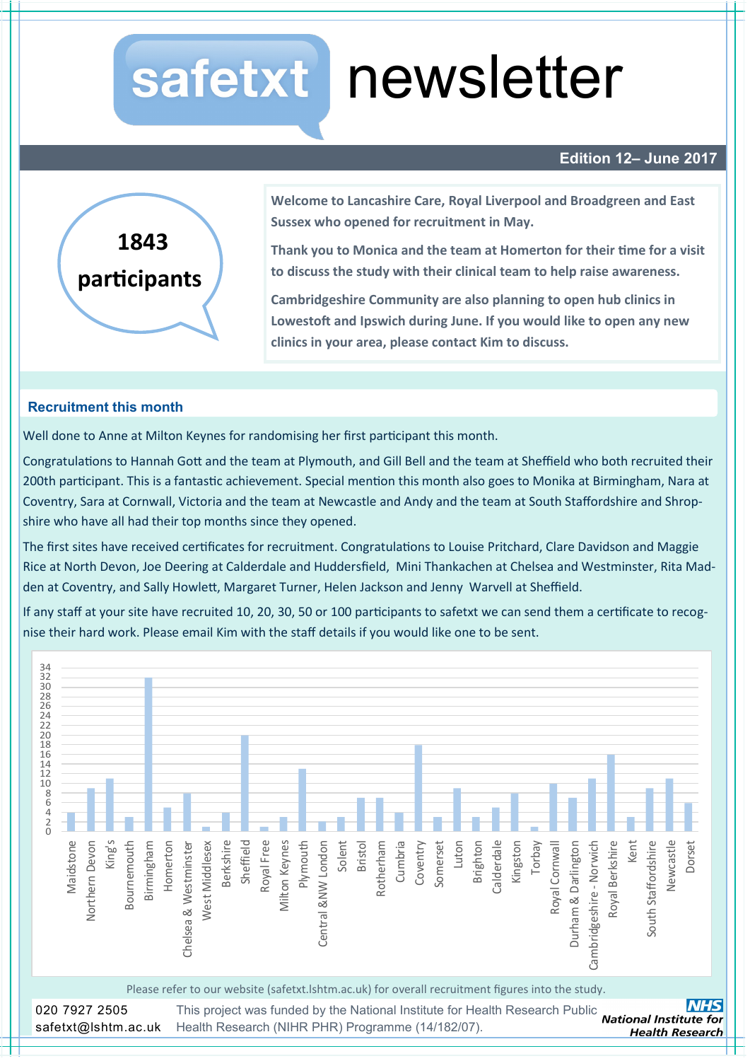# safetxt newsletter

**Edition 12– June 2017**

**1843 participants**

**Welcome to Lancashire Care, Royal Liverpool and Broadgreen and East Sussex who opened for recruitment in May.**

**Thank you to Monica and the team at Homerton for their time for a visit to discuss the study with their clinical team to help raise awareness.**

**Cambridgeshire Community are also planning to open hub clinics in Lowestoft and Ipswich during June. If you would like to open any new clinics in your area, please contact Kim to discuss.**

## Recruitment this month

Well done to Anne at Milton Keynes for randomising her first participant this month.

Congratulations to Hannah Gott and the team at Plymouth, and Gill Bell and the team at Sheffield who both recruited their 200th participant. This is a fantastic achievement. Special mention this month also goes to Monika at Birmingham, Nara at Coventry, Sara at Cornwall, Victoria and the team at Newcastle and Andy and the team at South Staffordshire and Shropshire who have all had their top months since they opened.

The first sites have received certificates for recruitment. Congratulations to Louise Pritchard, Clare Davidson and Maggie Rice at North Devon, Joe Deering at Calderdale and Huddersfield, Mini Thankachen at Chelsea and Westminster, Rita Madden at Coventry, and Sally Howlett, Margaret Turner, Helen Jackson and Jenny Warvell at Sheffield.

If any staff at your site have recruited 10, 20, 30, 50 or 100 participants to safetxt we can send them a certificate to recognise their hard work. Please email Kim with the staff details if you would like one to be sent.

| Site | Recruitment |
|---|---|
| Maidstone | 4 |
| Northern Devon | 9 |
| King's | 11 |
| Bournemouth | 3 |
| Birmingham | 32 |
| Homerton | 5 |
| Chelsea & Westminster | 8 |
| West Middlesex | 1 |
| Berkshire | 4 |
| Sheffield | 20 |
| Royal Free | 1 |
| Milton Keynes | 3 |
| Plymouth | 13 |
| Central &NW London | 2 |
| Solent | 3 |
| Bristol | 7 |
| Rotherham | 7 |
| Cumbria | 4 |
| Coventry | 18 |
| Somerset | 3 |
| Luton | 9 |
| Brighton | 3 |
| Calderdale | 5 |
| Kingston | 8 |
| Torbay | 1 |
| Royal Cornwall | 10 |
| Durham & Darlington | 7 |
| Cambridgeshire - Norwich | 11 |
| Royal Berkshire | 16 |
| Kent | 3 |
| South Staffordshire | 9 |
| Newcastle | 11 |
| Dorset | 6 |

Please refer to our website (safetxt.lshtm.ac.uk) for overall recruitment figures into the study.

020 7927 2505
safetxt@lshtm.ac.uk

This project was funded by the National Institute for Health Research Public Health Research (NIHR PHR) Programme (14/182/07).

NHS National Institute for Health Research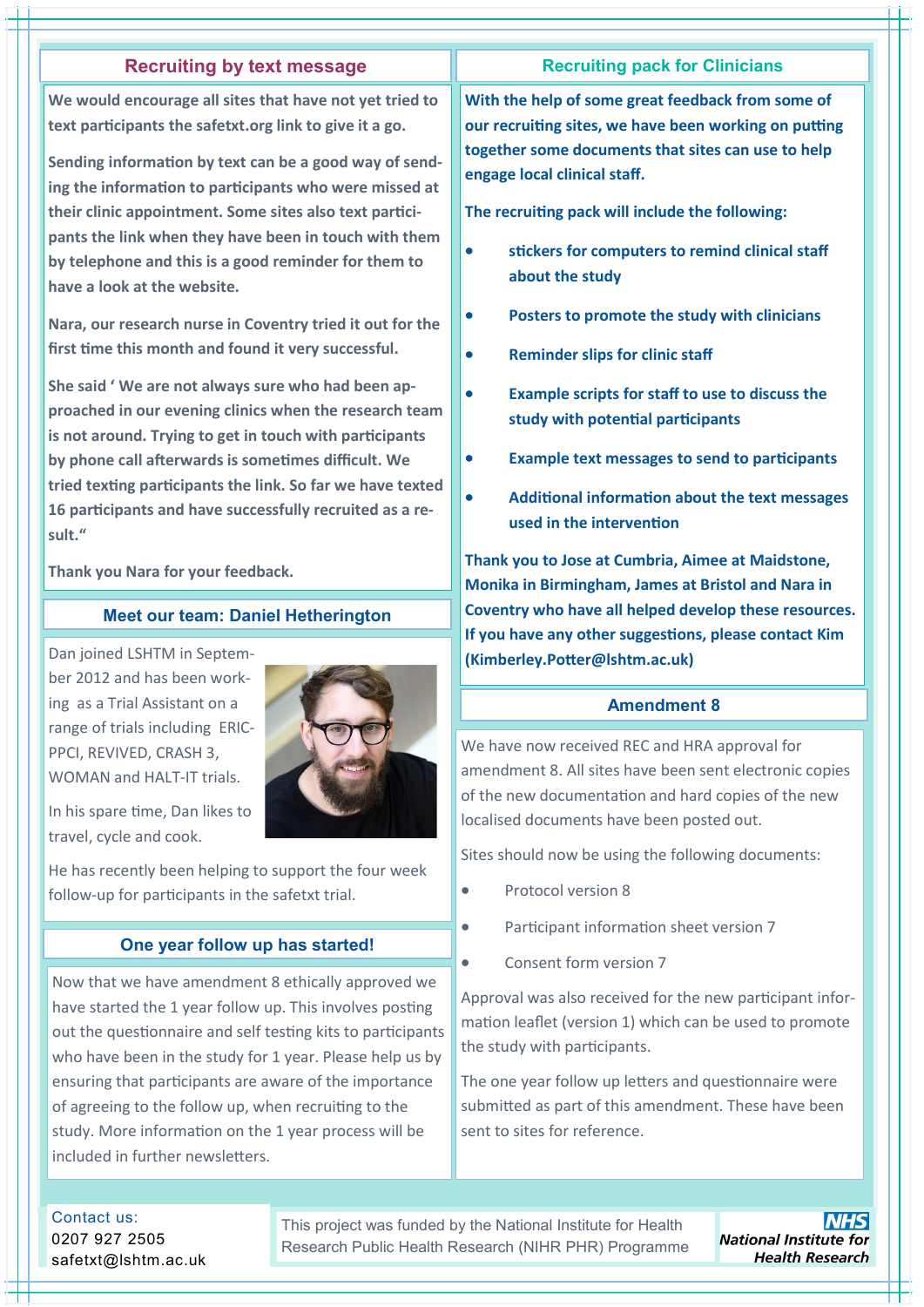## Recruiting by text message

**We would encourage all sites that have not yet tried to text participants the safetxt.org link to give it a go.**

**Sending information by text can be a good way of sending the information to participants who were missed at their clinic appointment. Some sites also text participants the link when they have been in touch with them by telephone and this is a good reminder for them to have a look at the website.**

**Nara, our research nurse in Coventry tried it out for the first time this month and found it very successful.**

**She said ' We are not always sure who had been approached in our evening clinics when the research team is not around. Trying to get in touch with participants by phone call afterwards is sometimes difficult. We tried texting participants the link. So far we have texted 16 participants and have successfully recruited as a result."**

**Thank you Nara for your feedback.**

## Meet our team: Daniel Hetherington

Dan joined LSHTM in September 2012 and has been working as a Trial Assistant on a range of trials including ERIC-PPCI, REVIVED, CRASH 3, WOMAN and HALT-IT trials.

In his spare time, Dan likes to travel, cycle and cook.

He has recently been helping to support the four week follow-up for participants in the safetxt trial.

## One year follow up has started!

Now that we have amendment 8 ethically approved we have started the 1 year follow up. This involves posting out the questionnaire and self testing kits to participants who have been in the study for 1 year. Please help us by ensuring that participants are aware of the importance of agreeing to the follow up, when recruiting to the study. More information on the 1 year process will be included in further newsletters.

## Recruiting pack for Clinicians

**With the help of some great feedback from some of our recruiting sites, we have been working on putting together some documents that sites can use to help engage local clinical staff.**

**The recruiting pack will include the following:**

- **stickers for computers to remind clinical staff about the study**
- **Posters to promote the study with clinicians**
- **Reminder slips for clinic staff**
- **Example scripts for staff to use to discuss the study with potential participants**
- **Example text messages to send to participants**
- **Additional information about the text messages used in the intervention**

**Thank you to Jose at Cumbria, Aimee at Maidstone, Monika in Birmingham, James at Bristol and Nara in Coventry who have all helped develop these resources. If you have any other suggestions, please contact Kim (Kimberley.Potter@lshtm.ac.uk)**

## Amendment 8

We have now received REC and HRA approval for amendment 8. All sites have been sent electronic copies of the new documentation and hard copies of the new localised documents have been posted out.

Sites should now be using the following documents:

- Protocol version 8
- Participant information sheet version 7
- Consent form version 7

Approval was also received for the new participant information leaflet (version 1) which can be used to promote the study with participants.

The one year follow up letters and questionnaire were submitted as part of this amendment. These have been sent to sites for reference.

Contact us:
0207 927 2505
safetxt@lshtm.ac.uk

This project was funded by the National Institute for Health Research Public Health Research (NIHR PHR) Programme

NHS National Institute for Health Research